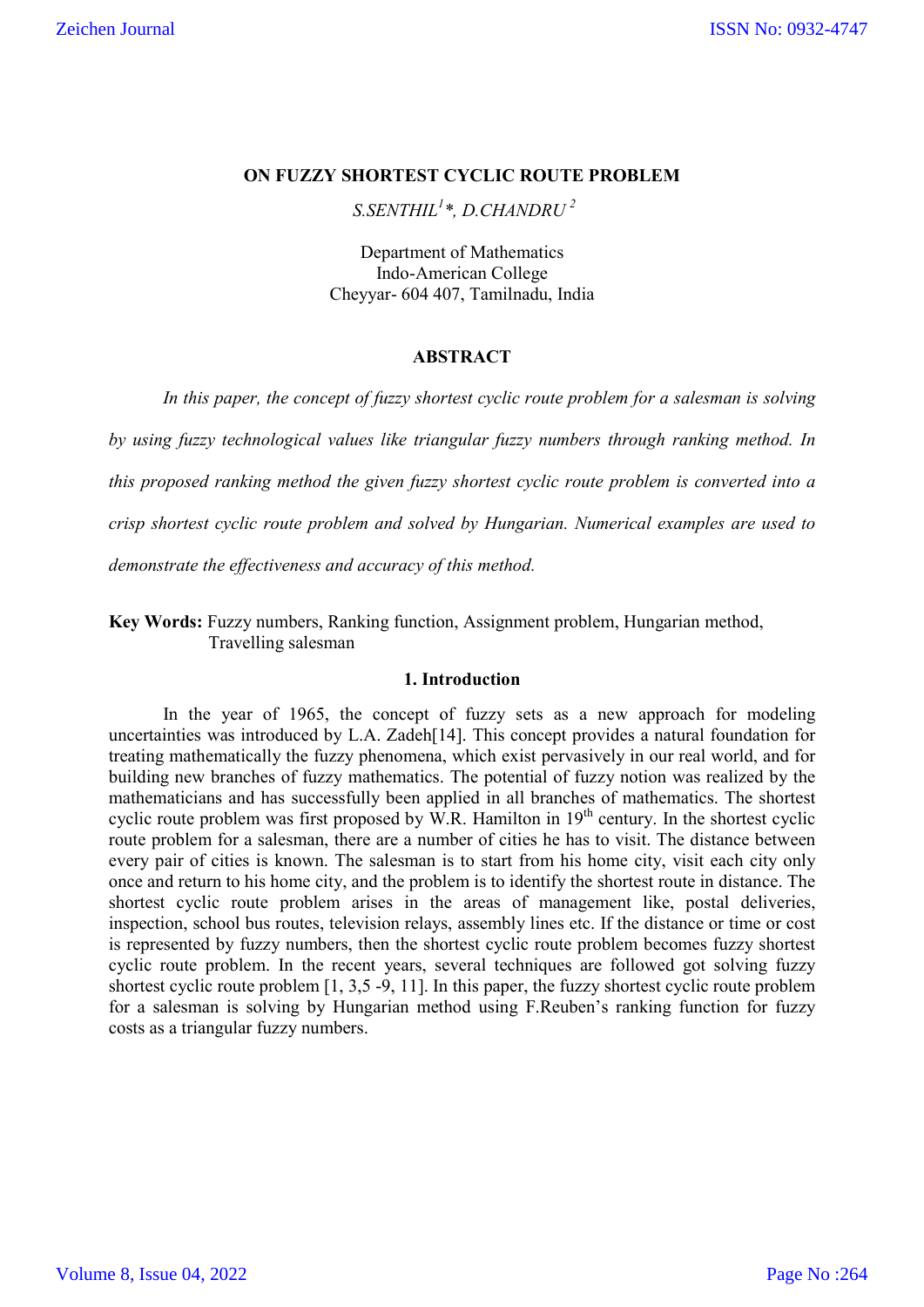# ON FUZZY SHORTEST CYCLIC ROUTE PROBLEM

*S.SENTHIL[1]\*, D.CHANDRU[2]*

Department of Mathematics
Indo-American College
Cheyyar- 604 407, Tamilnadu, India

## ABSTRACT

*In this paper, the concept of fuzzy shortest cyclic route problem for a salesman is solving by using fuzzy technological values like triangular fuzzy numbers through ranking method. In this proposed ranking method the given fuzzy shortest cyclic route problem is converted into a crisp shortest cyclic route problem and solved by Hungarian. Numerical examples are used to demonstrate the effectiveness and accuracy of this method.*

**Key Words:** Fuzzy numbers, Ranking function, Assignment problem, Hungarian method, Travelling salesman

## 1. Introduction

In the year of 1965, the concept of fuzzy sets as a new approach for modeling uncertainties was introduced by L.A. Zadeh[14]. This concept provides a natural foundation for treating mathematically the fuzzy phenomena, which exist pervasively in our real world, and for building new branches of fuzzy mathematics. The potential of fuzzy notion was realized by the mathematicians and has successfully been applied in all branches of mathematics. The shortest cyclic route problem was first proposed by W.R. Hamilton in 19th century. In the shortest cyclic route problem for a salesman, there are a number of cities he has to visit. The distance between every pair of cities is known. The salesman is to start from his home city, visit each city only once and return to his home city, and the problem is to identify the shortest route in distance. The shortest cyclic route problem arises in the areas of management like, postal deliveries, inspection, school bus routes, television relays, assembly lines etc. If the distance or time or cost is represented by fuzzy numbers, then the shortest cyclic route problem becomes fuzzy shortest cyclic route problem. In the recent years, several techniques are followed got solving fuzzy shortest cyclic route problem [1, 3,5 -9, 11]. In this paper, the fuzzy shortest cyclic route problem for a salesman is solving by Hungarian method using F.Reuben's ranking function for fuzzy costs as a triangular fuzzy numbers.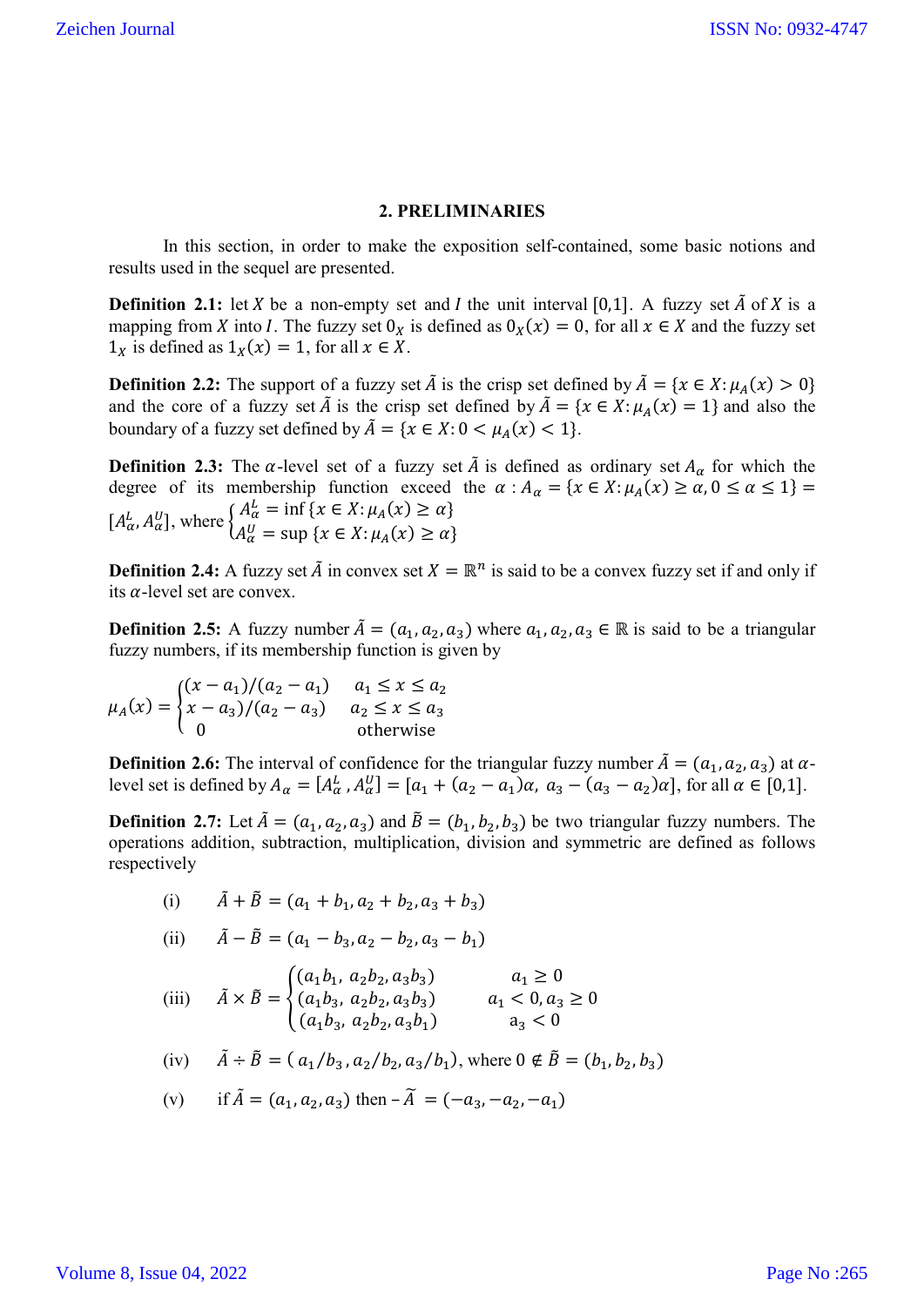## 2. PRELIMINARIES

In this section, in order to make the exposition self-contained, some basic notions and results used in the sequel are presented.

**Definition 2.1:** let $X$ be a non-empty set and $I$ the unit interval $[0,1]$. A fuzzy set $\tilde{A}$ of $X$ is a mapping from $X$ into $I$. The fuzzy set $0_X$ is defined as $0_X(x) = 0$, for all $x \in X$ and the fuzzy set $1_X$ is defined as $1_X(x) = 1$, for all $x \in X$.

**Definition 2.2:** The support of a fuzzy set $\tilde{A}$ is the crisp set defined by $\tilde{A} = \{x \in X : \mu_A(x) > 0\}$ and the core of a fuzzy set $\tilde{A}$ is the crisp set defined by $\tilde{A} = \{x \in X : \mu_A(x) = 1\}$ and also the boundary of a fuzzy set defined by $\tilde{A} = \{x \in X : 0 < \mu_A(x) < 1\}$.

**Definition 2.3:** The $\alpha$-level set of a fuzzy set $\tilde{A}$ is defined as ordinary set $A_\alpha$ for which the degree of its membership function exceed the $\alpha$ : $A_\alpha = \{x \in X : \mu_A(x) \geq \alpha, 0 \leq \alpha \leq 1\} = [A_\alpha^L, A_\alpha^U]$, where $\begin{cases} A_\alpha^L = \inf\{x \in X : \mu_A(x) \geq \alpha\} \\ A_\alpha^U = \sup\{x \in X : \mu_A(x) \geq \alpha\} \end{cases}$

**Definition 2.4:** A fuzzy set $\tilde{A}$ in convex set $X = \mathbb{R}^n$ is said to be a convex fuzzy set if and only if its $\alpha$-level set are convex.

**Definition 2.5:** A fuzzy number $\tilde{A} = (a_1, a_2, a_3)$ where $a_1, a_2, a_3 \in \mathbb{R}$ is said to be a triangular fuzzy numbers, if its membership function is given by

$$\mu_A(x) = \begin{cases} (x - a_1)/(a_2 - a_1) & a_1 \leq x \leq a_2 \\ x - a_3)/(a_2 - a_3) & a_2 \leq x \leq a_3 \\ 0 & \text{otherwise} \end{cases}$$

**Definition 2.6:** The interval of confidence for the triangular fuzzy number $\tilde{A} = (a_1, a_2, a_3)$ at $\alpha$-level set is defined by $A_\alpha = [A_\alpha^L, A_\alpha^U] = [a_1 + (a_2 - a_1)\alpha,\ a_3 - (a_3 - a_2)\alpha]$, for all $\alpha \in [0,1]$.

**Definition 2.7:** Let $\tilde{A} = (a_1, a_2, a_3)$ and $\tilde{B} = (b_1, b_2, b_3)$ be two triangular fuzzy numbers. The operations addition, subtraction, multiplication, division and symmetric are defined as follows respectively

(i) $\tilde{A} + \tilde{B} = (a_1 + b_1, a_2 + b_2, a_3 + b_3)$

(ii) $\tilde{A} - \tilde{B} = (a_1 - b_3, a_2 - b_2, a_3 - b_1)$

(iii) $\tilde{A} \times \tilde{B} = \begin{cases} (a_1 b_1,\ a_2 b_2, a_3 b_3) & a_1 \geq 0 \\ (a_1 b_3,\ a_2 b_2, a_3 b_3) & a_1 < 0, a_3 \geq 0 \\ (a_1 b_3,\ a_2 b_2, a_3 b_1) & a_3 < 0 \end{cases}$

(iv) $\tilde{A} \div \tilde{B} = (\ a_1/b_3, a_2/b_2, a_3/b_1)$, where $0 \notin \tilde{B} = (b_1, b_2, b_3)$

(v) if $\tilde{A} = (a_1, a_2, a_3)$ then $-\tilde{A} = (-a_3, -a_2, -a_1)$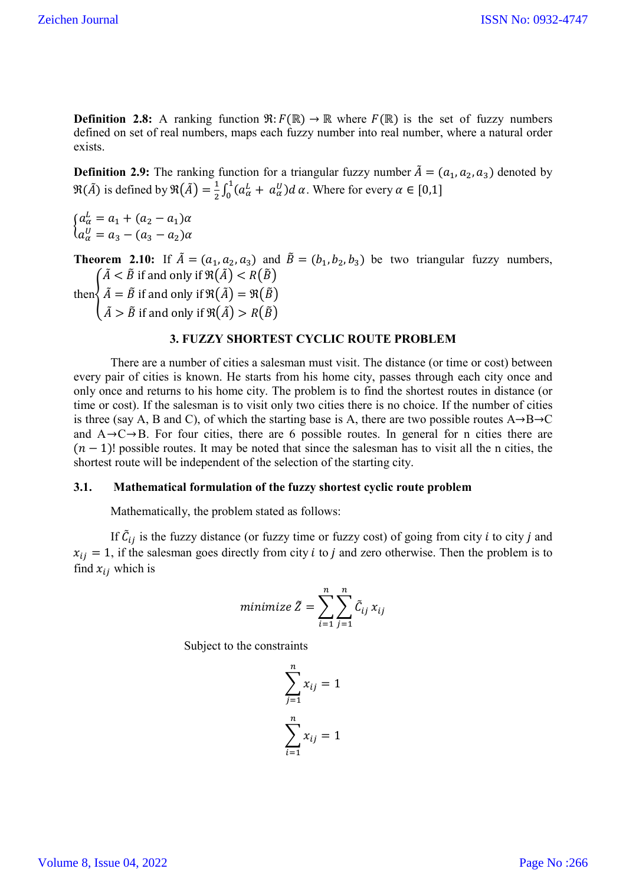**Definition 2.8:** A ranking function $\Re: F(\mathbb{R}) \to \mathbb{R}$ where $F(\mathbb{R})$ is the set of fuzzy numbers defined on set of real numbers, maps each fuzzy number into real number, where a natural order exists.

**Definition 2.9:** The ranking function for a triangular fuzzy number $\tilde{A} = (a_1, a_2, a_3)$ denoted by $\Re(\tilde{A})$ is defined by $\Re(\tilde{A}) = \frac{1}{2}\int_0^1 (a_\alpha^L + a_\alpha^U) d\,\alpha$. Where for every $\alpha \in [0,1]$

$$\begin{cases} a_\alpha^L = a_1 + (a_2 - a_1)\alpha \\ a_\alpha^U = a_3 - (a_3 - a_2)\alpha \end{cases}$$

**Theorem 2.10:** If $\tilde{A} = (a_1, a_2, a_3)$ and $\tilde{B} = (b_1, b_2, b_3)$ be two triangular fuzzy numbers, then

$$\begin{cases} \tilde{A} < \tilde{B} \text{ if and only if } \Re(\tilde{A}) < R(\tilde{B}) \\ \tilde{A} = \tilde{B} \text{ if and only if } \Re(\tilde{A}) = \Re(\tilde{B}) \\ \tilde{A} > \tilde{B} \text{ if and only if } \Re(\tilde{A}) > R(\tilde{B}) \end{cases}$$

## 3. FUZZY SHORTEST CYCLIC ROUTE PROBLEM

There are a number of cities a salesman must visit. The distance (or time or cost) between every pair of cities is known. He starts from his home city, passes through each city once and only once and returns to his home city. The problem is to find the shortest routes in distance (or time or cost). If the salesman is to visit only two cities there is no choice. If the number of cities is three (say A, B and C), of which the starting base is A, there are two possible routes A→B→C and A→C→B. For four cities, there are 6 possible routes. In general for n cities there are $(n-1)!$ possible routes. It may be noted that since the salesman has to visit all the n cities, the shortest route will be independent of the selection of the starting city.

### 3.1. Mathematical formulation of the fuzzy shortest cyclic route problem

Mathematically, the problem stated as follows:

If $\tilde{C}_{ij}$ is the fuzzy distance (or fuzzy time or fuzzy cost) of going from city $i$ to city $j$ and $x_{ij} = 1$, if the salesman goes directly from city $i$ to $j$ and zero otherwise. Then the problem is to find $x_{ij}$ which is

$$minimize\ \tilde{Z} = \sum_{i=1}^{n}\sum_{j=1}^{n} \tilde{C}_{ij}\, x_{ij}$$

Subject to the constraints

$$\sum_{j=1}^{n} x_{ij} = 1$$

$$\sum_{i=1}^{n} x_{ij} = 1$$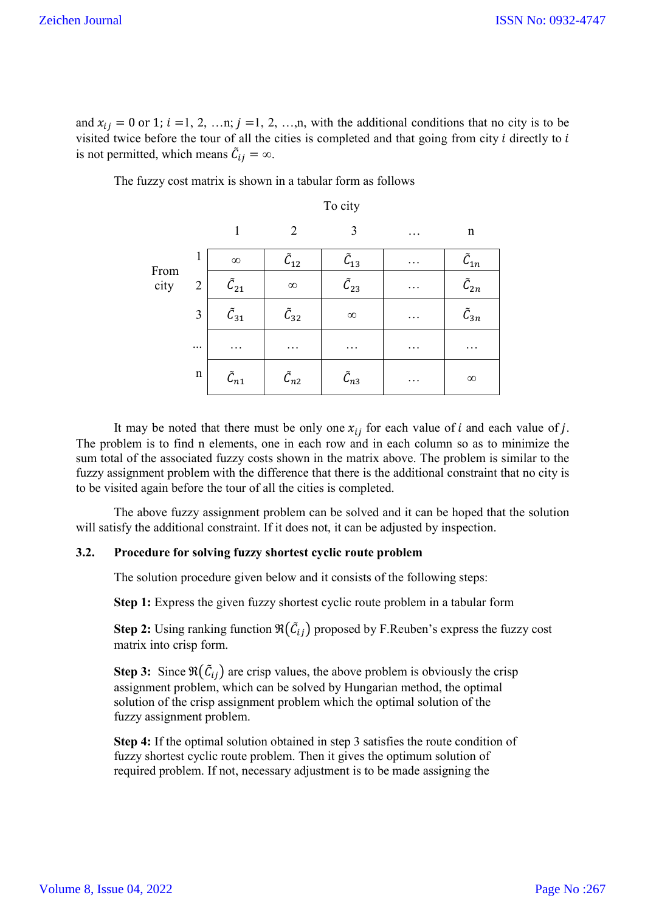and $x_{ij} = 0$ or 1; $i$ =1, 2, …n; $j$ =1, 2, …,n, with the additional conditions that no city is to be visited twice before the tour of all the cities is completed and that going from city $i$ directly to $i$ is not permitted, which means $\tilde{C}_{ij} = \infty$.

The fuzzy cost matrix is shown in a tabular form as follows

| From city \ To city | 1 | 2 | 3 | … | n |
|---|---|---|---|---|---|
| 1 | $\infty$ | $\tilde{C}_{12}$ | $\tilde{C}_{13}$ | … | $\tilde{C}_{1n}$ |
| 2 | $\tilde{C}_{21}$ | $\infty$ | $\tilde{C}_{23}$ | … | $\tilde{C}_{2n}$ |
| 3 | $\tilde{C}_{31}$ | $\tilde{C}_{32}$ | $\infty$ | … | $\tilde{C}_{3n}$ |
| ... | … | … | … | … | … |
| n | $\tilde{C}_{n1}$ | $\tilde{C}_{n2}$ | $\tilde{C}_{n3}$ | … | $\infty$ |

It may be noted that there must be only one $x_{ij}$ for each value of $i$ and each value of $j$. The problem is to find n elements, one in each row and in each column so as to minimize the sum total of the associated fuzzy costs shown in the matrix above. The problem is similar to the fuzzy assignment problem with the difference that there is the additional constraint that no city is to be visited again before the tour of all the cities is completed.

The above fuzzy assignment problem can be solved and it can be hoped that the solution will satisfy the additional constraint. If it does not, it can be adjusted by inspection.

### 3.2. Procedure for solving fuzzy shortest cyclic route problem

The solution procedure given below and it consists of the following steps:

**Step 1:** Express the given fuzzy shortest cyclic route problem in a tabular form

**Step 2:** Using ranking function $\Re(\tilde{C}_{ij})$ proposed by F.Reuben's express the fuzzy cost matrix into crisp form.

**Step 3:** Since $\Re(\tilde{C}_{ij})$ are crisp values, the above problem is obviously the crisp assignment problem, which can be solved by Hungarian method, the optimal solution of the crisp assignment problem which the optimal solution of the fuzzy assignment problem.

**Step 4:** If the optimal solution obtained in step 3 satisfies the route condition of fuzzy shortest cyclic route problem. Then it gives the optimum solution of required problem. If not, necessary adjustment is to be made assigning the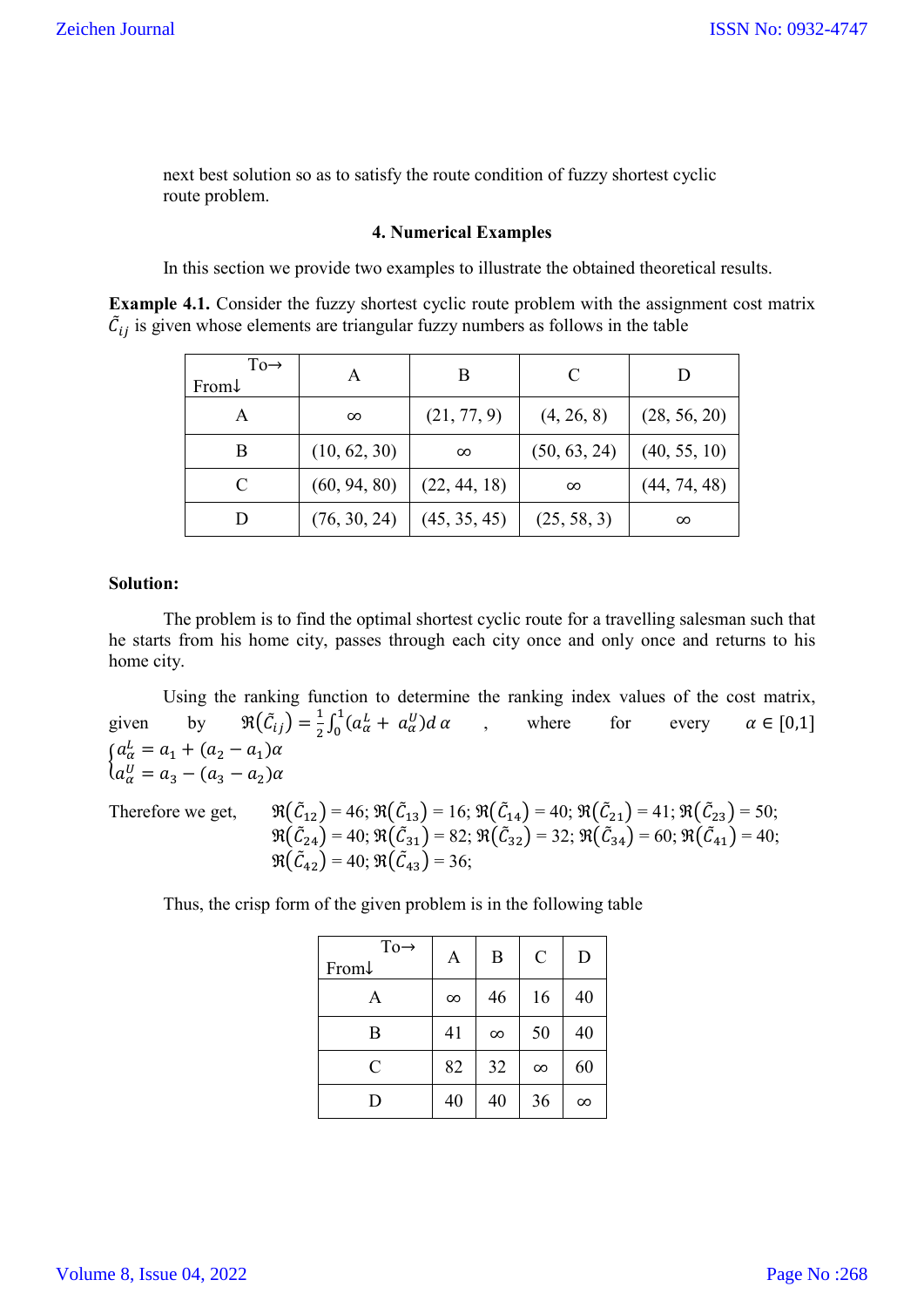next best solution so as to satisfy the route condition of fuzzy shortest cyclic route problem.

## 4. Numerical Examples

In this section we provide two examples to illustrate the obtained theoretical results.

**Example 4.1.** Consider the fuzzy shortest cyclic route problem with the assignment cost matrix $\tilde{C}_{ij}$ is given whose elements are triangular fuzzy numbers as follows in the table

| To→ From↓ | A | B | C | D |
|---|---|---|---|---|
| A | ∞ | (21, 77, 9) | (4, 26, 8) | (28, 56, 20) |
| B | (10, 62, 30) | ∞ | (50, 63, 24) | (40, 55, 10) |
| C | (60, 94, 80) | (22, 44, 18) | ∞ | (44, 74, 48) |
| D | (76, 30, 24) | (45, 35, 45) | (25, 58, 3) | ∞ |

**Solution:**

The problem is to find the optimal shortest cyclic route for a travelling salesman such that he starts from his home city, passes through each city once and only once and returns to his home city.

Using the ranking function to determine the ranking index values of the cost matrix, given by $\Re(\tilde{C}_{ij}) = \frac{1}{2}\int_0^1 (a_\alpha^L + a_\alpha^U) d\,\alpha$ , where for every $\alpha \in [0,1]$

$$\begin{cases} a_\alpha^L = a_1 + (a_2 - a_1)\alpha \\ a_\alpha^U = a_3 - (a_3 - a_2)\alpha \end{cases}$$

Therefore we get, $\Re(\tilde{C}_{12}) = 46$; $\Re(\tilde{C}_{13}) = 16$; $\Re(\tilde{C}_{14}) = 40$; $\Re(\tilde{C}_{21}) = 41$; $\Re(\tilde{C}_{23}) = 50$; $\Re(\tilde{C}_{24}) = 40$; $\Re(\tilde{C}_{31}) = 82$; $\Re(\tilde{C}_{32}) = 32$; $\Re(\tilde{C}_{34}) = 60$; $\Re(\tilde{C}_{41}) = 40$; $\Re(\tilde{C}_{42}) = 40$; $\Re(\tilde{C}_{43}) = 36$;

Thus, the crisp form of the given problem is in the following table

| To→ From↓ | A | B | C | D |
|---|---|---|---|---|
| A | ∞ | 46 | 16 | 40 |
| B | 41 | ∞ | 50 | 40 |
| C | 82 | 32 | ∞ | 60 |
| D | 40 | 40 | 36 | ∞ |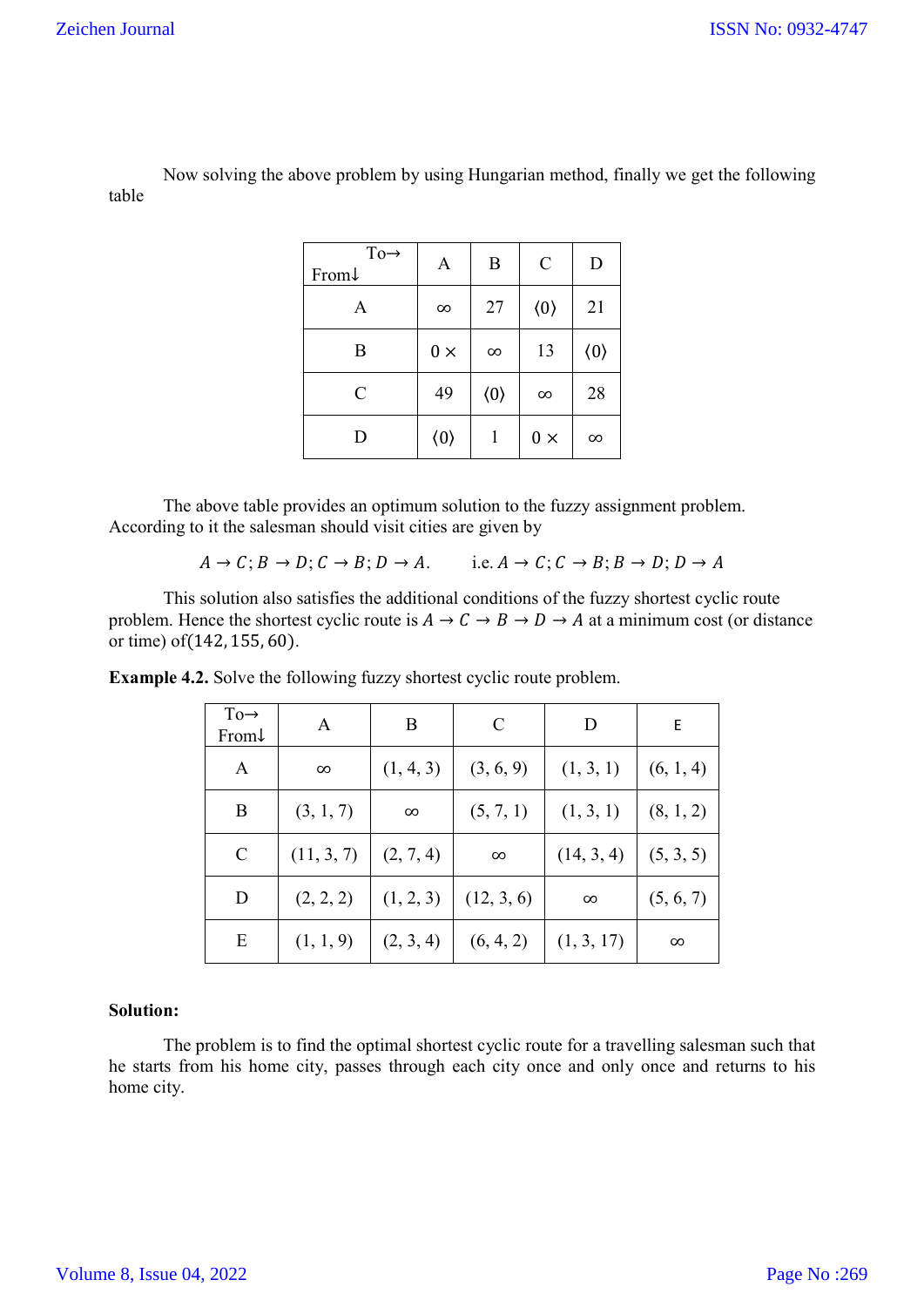Now solving the above problem by using Hungarian method, finally we get the following table

| To→<br>From↓ | A | B | C | D |
|---|---|---|---|---|
| A | ∞ | 27 | ⟨0⟩ | 21 |
| B | 0 × | ∞ | 13 | ⟨0⟩ |
| C | 49 | ⟨0⟩ | ∞ | 28 |
| D | ⟨0⟩ | 1 | 0 × | ∞ |

The above table provides an optimum solution to the fuzzy assignment problem. According to it the salesman should visit cities are given by

$$A \to C; B \to D; C \to B; D \to A. \qquad \text{i.e. } A \to C; C \to B; B \to D; D \to A$$

This solution also satisfies the additional conditions of the fuzzy shortest cyclic route problem. Hence the shortest cyclic route is $A \to C \to B \to D \to A$ at a minimum cost (or distance or time) of $(142, 155, 60)$.

**Example 4.2.** Solve the following fuzzy shortest cyclic route problem.

| To→<br>From↓ | A | B | C | D | E |
|---|---|---|---|---|---|
| A | ∞ | (1, 4, 3) | (3, 6, 9) | (1, 3, 1) | (6, 1, 4) |
| B | (3, 1, 7) | ∞ | (5, 7, 1) | (1, 3, 1) | (8, 1, 2) |
| C | (11, 3, 7) | (2, 7, 4) | ∞ | (14, 3, 4) | (5, 3, 5) |
| D | (2, 2, 2) | (1, 2, 3) | (12, 3, 6) | ∞ | (5, 6, 7) |
| E | (1, 1, 9) | (2, 3, 4) | (6, 4, 2) | (1, 3, 17) | ∞ |

**Solution:**

The problem is to find the optimal shortest cyclic route for a travelling salesman such that he starts from his home city, passes through each city once and only once and returns to his home city.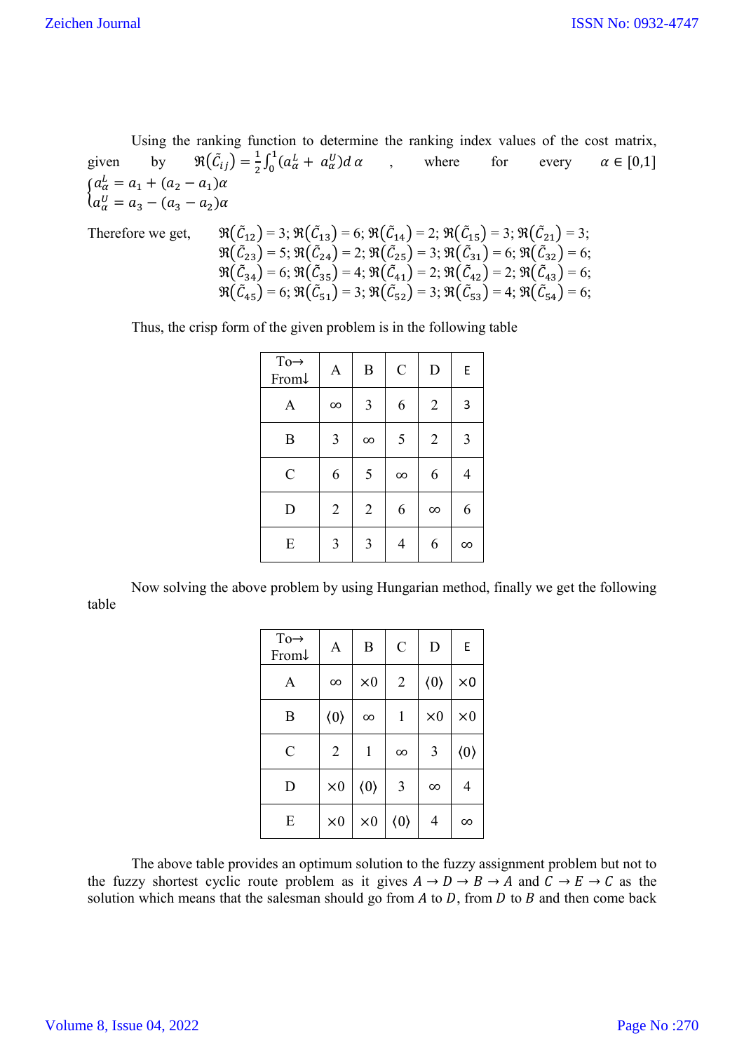Using the ranking function to determine the ranking index values of the cost matrix, given by $\Re(\tilde{C}_{ij}) = \frac{1}{2}\int_0^1 (a_\alpha^L + a_\alpha^U) d\,\alpha$ , where for every $\alpha \in [0,1]$

$$\begin{cases} a_\alpha^L = a_1 + (a_2 - a_1)\alpha \\ a_\alpha^U = a_3 - (a_3 - a_2)\alpha \end{cases}$$

Therefore we get, $\Re(\tilde{C}_{12}) = 3; \Re(\tilde{C}_{13}) = 6; \Re(\tilde{C}_{14}) = 2; \Re(\tilde{C}_{15}) = 3; \Re(\tilde{C}_{21}) = 3;$ $\Re(\tilde{C}_{23}) = 5; \Re(\tilde{C}_{24}) = 2; \Re(\tilde{C}_{25}) = 3; \Re(\tilde{C}_{31}) = 6; \Re(\tilde{C}_{32}) = 6;$ $\Re(\tilde{C}_{34}) = 6; \Re(\tilde{C}_{35}) = 4; \Re(\tilde{C}_{41}) = 2; \Re(\tilde{C}_{42}) = 2; \Re(\tilde{C}_{43}) = 6;$ $\Re(\tilde{C}_{45}) = 6; \Re(\tilde{C}_{51}) = 3; \Re(\tilde{C}_{52}) = 3; \Re(\tilde{C}_{53}) = 4; \Re(\tilde{C}_{54}) = 6;$

Thus, the crisp form of the given problem is in the following table

| To→ From↓ | A | B | C | D | E |
|---|---|---|---|---|---|
| A | ∞ | 3 | 6 | 2 | 3 |
| B | 3 | ∞ | 5 | 2 | 3 |
| C | 6 | 5 | ∞ | 6 | 4 |
| D | 2 | 2 | 6 | ∞ | 6 |
| E | 3 | 3 | 4 | 6 | ∞ |

Now solving the above problem by using Hungarian method, finally we get the following table

| To→ From↓ | A | B | C | D | E |
|---|---|---|---|---|---|
| A | ∞ | ×0 | 2 | ⟨0⟩ | ×0 |
| B | ⟨0⟩ | ∞ | 1 | ×0 | ×0 |
| C | 2 | 1 | ∞ | 3 | ⟨0⟩ |
| D | ×0 | ⟨0⟩ | 3 | ∞ | 4 |
| E | ×0 | ×0 | ⟨0⟩ | 4 | ∞ |

The above table provides an optimum solution to the fuzzy assignment problem but not to the fuzzy shortest cyclic route problem as it gives $A \rightarrow D \rightarrow B \rightarrow A$ and $C \rightarrow E \rightarrow C$ as the solution which means that the salesman should go from $A$ to $D$, from $D$ to $B$ and then come back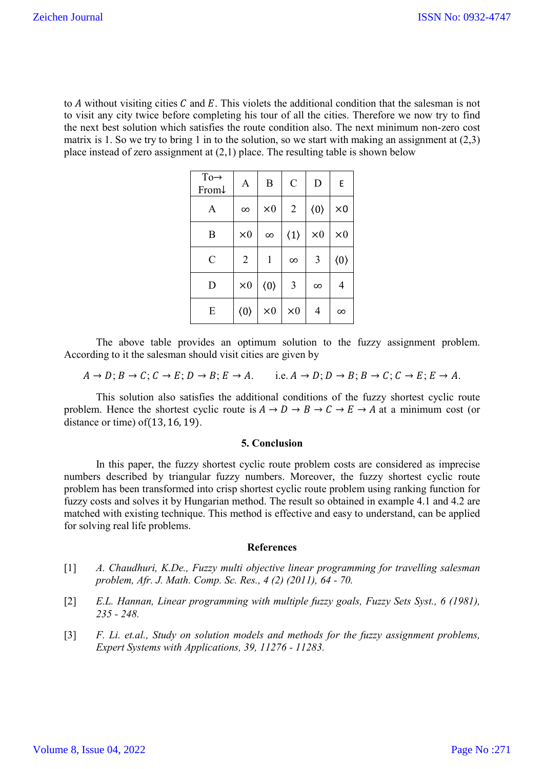to $A$ without visiting cities $C$ and $E$. This violets the additional condition that the salesman is not to visit any city twice before completing his tour of all the cities. Therefore we now try to find the next best solution which satisfies the route condition also. The next minimum non-zero cost matrix is 1. So we try to bring 1 in to the solution, so we start with making an assignment at (2,3) place instead of zero assignment at (2,1) place. The resulting table is shown below

| To→ From↓ | A | B | C | D | E |
|---|---|---|---|---|---|
| A | $\infty$ | ×0 | 2 | ⟨0⟩ | ×0 |
| B | ×0 | $\infty$ | ⟨1⟩ | ×0 | ×0 |
| C | 2 | 1 | $\infty$ | 3 | ⟨0⟩ |
| D | ×0 | ⟨0⟩ | 3 | $\infty$ | 4 |
| E | ⟨0⟩ | ×0 | ×0 | 4 | $\infty$ |

The above table provides an optimum solution to the fuzzy assignment problem. According to it the salesman should visit cities are given by

$$A \to D; B \to C; C \to E; D \to B; E \to A. \qquad \text{i.e. } A \to D; D \to B; B \to C; C \to E; E \to A.$$

This solution also satisfies the additional conditions of the fuzzy shortest cyclic route problem. Hence the shortest cyclic route is $A \to D \to B \to C \to E \to A$ at a minimum cost (or distance or time) of$(13, 16, 19)$.

## 5. Conclusion

In this paper, the fuzzy shortest cyclic route problem costs are considered as imprecise numbers described by triangular fuzzy numbers. Moreover, the fuzzy shortest cyclic route problem has been transformed into crisp shortest cyclic route problem using ranking function for fuzzy costs and solves it by Hungarian method. The result so obtained in example 4.1 and 4.2 are matched with existing technique. This method is effective and easy to understand, can be applied for solving real life problems.

## References

[1] *A. Chaudhuri, K.De., Fuzzy multi objective linear programming for travelling salesman problem, Afr. J. Math. Comp. Sc. Res., 4 (2) (2011), 64 - 70.*

[2] *E.L. Hannan, Linear programming with multiple fuzzy goals, Fuzzy Sets Syst., 6 (1981), 235 - 248.*

[3] *F. Li. et.al., Study on solution models and methods for the fuzzy assignment problems, Expert Systems with Applications, 39, 11276 - 11283.*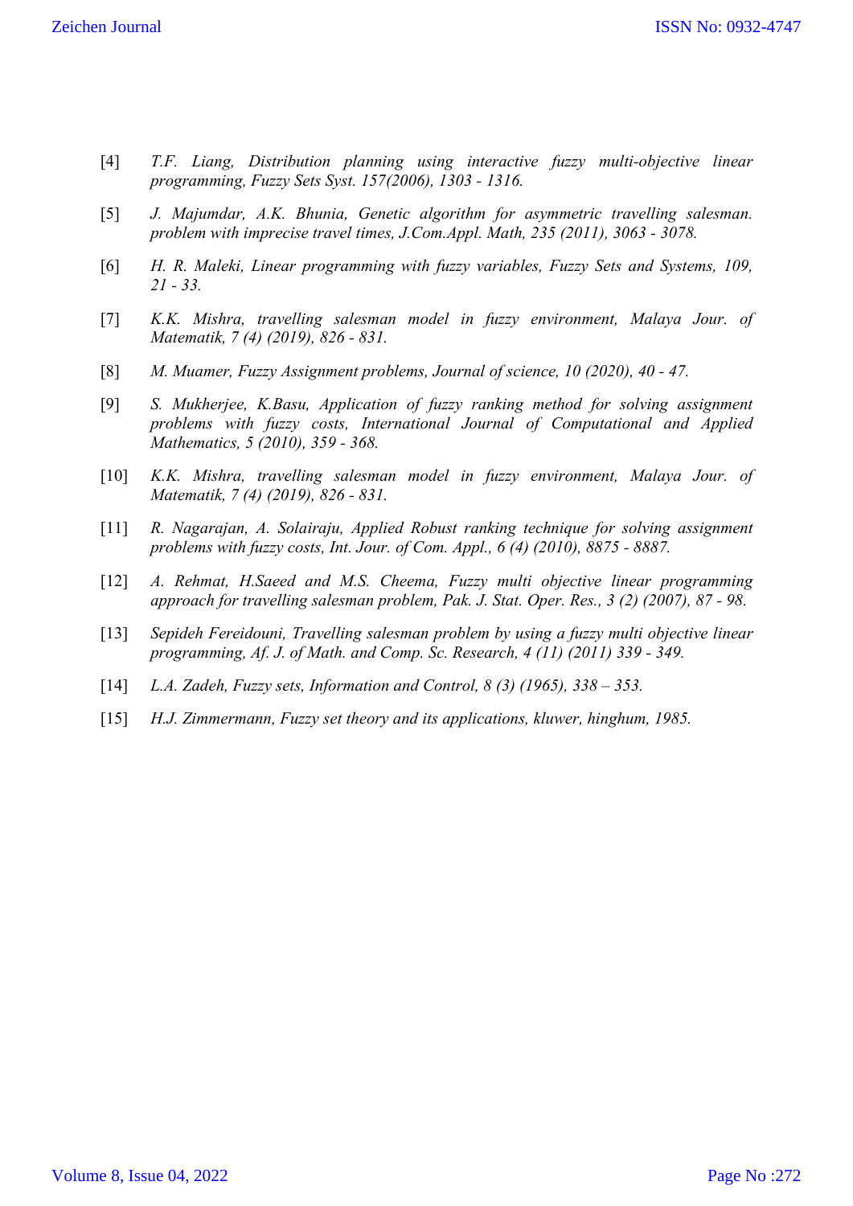[4] *T.F. Liang, Distribution planning using interactive fuzzy multi-objective linear programming, Fuzzy Sets Syst. 157(2006), 1303 - 1316.*

[5] *J. Majumdar, A.K. Bhunia, Genetic algorithm for asymmetric travelling salesman. problem with imprecise travel times, J.Com.Appl. Math, 235 (2011), 3063 - 3078.*

[6] *H. R. Maleki, Linear programming with fuzzy variables, Fuzzy Sets and Systems, 109, 21 - 33.*

[7] *K.K. Mishra, travelling salesman model in fuzzy environment, Malaya Jour. of Matematik, 7 (4) (2019), 826 - 831.*

[8] *M. Muamer, Fuzzy Assignment problems, Journal of science, 10 (2020), 40 - 47.*

[9] *S. Mukherjee, K.Basu, Application of fuzzy ranking method for solving assignment problems with fuzzy costs, International Journal of Computational and Applied Mathematics, 5 (2010), 359 - 368.*

[10] *K.K. Mishra, travelling salesman model in fuzzy environment, Malaya Jour. of Matematik, 7 (4) (2019), 826 - 831.*

[11] *R. Nagarajan, A. Solairaju, Applied Robust ranking technique for solving assignment problems with fuzzy costs, Int. Jour. of Com. Appl., 6 (4) (2010), 8875 - 8887.*

[12] *A. Rehmat, H.Saeed and M.S. Cheema, Fuzzy multi objective linear programming approach for travelling salesman problem, Pak. J. Stat. Oper. Res., 3 (2) (2007), 87 - 98.*

[13] *Sepideh Fereidouni, Travelling salesman problem by using a fuzzy multi objective linear programming, Af. J. of Math. and Comp. Sc. Research, 4 (11) (2011) 339 - 349.*

[14] *L.A. Zadeh, Fuzzy sets, Information and Control, 8 (3) (1965), 338 – 353.*

[15] *H.J. Zimmermann, Fuzzy set theory and its applications, kluwer, hinghum, 1985.*